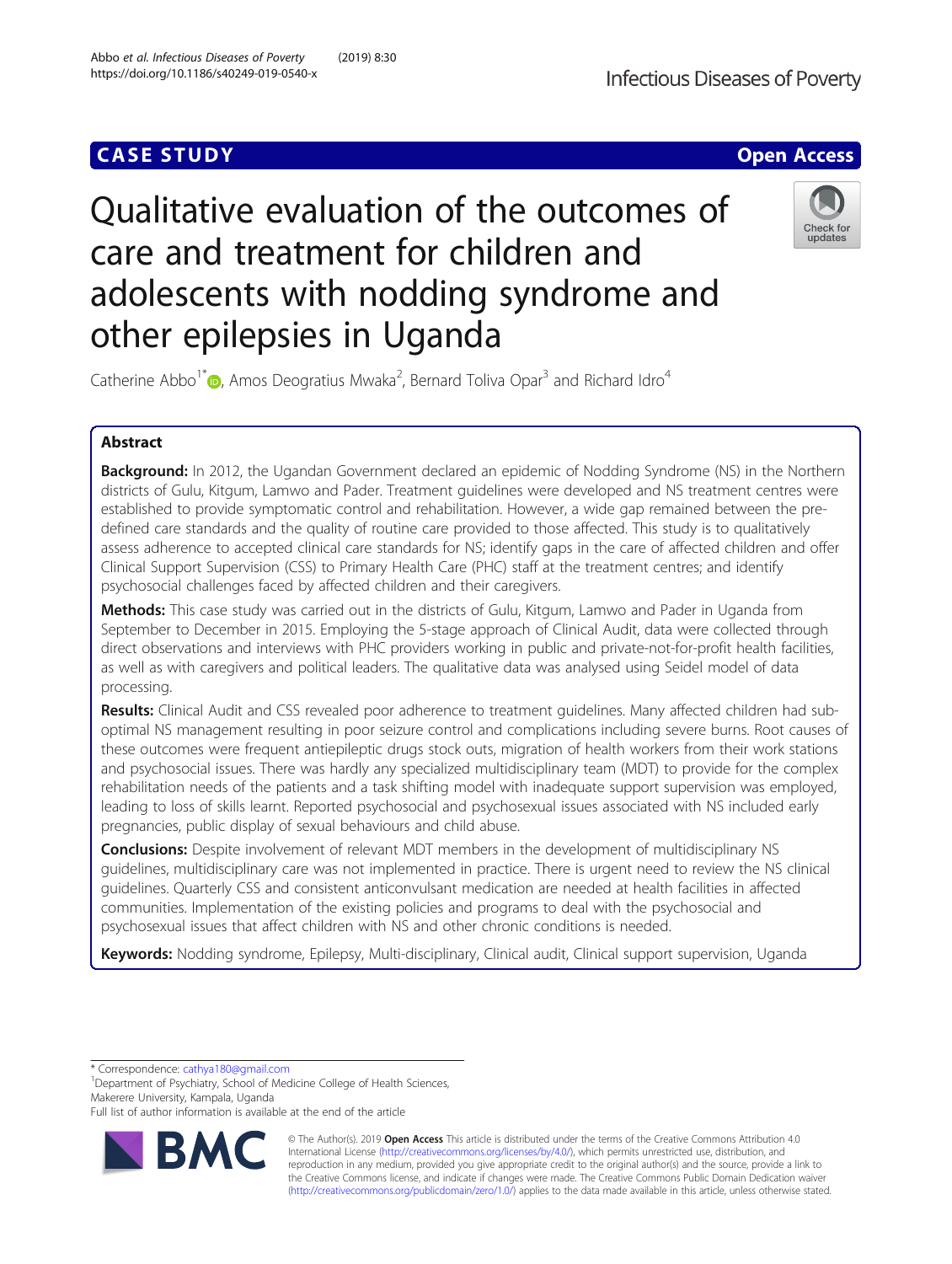CASE STUDY

Open Access

# Qualitative evaluation of the outcomes of care and treatment for children and adolescents with nodding syndrome and other epilepsies in Uganda

Catherine Abbo[1*], Amos Deogratius Mwaka[2], Bernard Toliva Opar[3] and Richard Idro[4]

## Abstract

**Background:** In 2012, the Ugandan Government declared an epidemic of Nodding Syndrome (NS) in the Northern districts of Gulu, Kitgum, Lamwo and Pader. Treatment guidelines were developed and NS treatment centres were established to provide symptomatic control and rehabilitation. However, a wide gap remained between the pre-defined care standards and the quality of routine care provided to those affected. This study is to qualitatively assess adherence to accepted clinical care standards for NS; identify gaps in the care of affected children and offer Clinical Support Supervision (CSS) to Primary Health Care (PHC) staff at the treatment centres; and identify psychosocial challenges faced by affected children and their caregivers.

**Methods:** This case study was carried out in the districts of Gulu, Kitgum, Lamwo and Pader in Uganda from September to December in 2015. Employing the 5-stage approach of Clinical Audit, data were collected through direct observations and interviews with PHC providers working in public and private-not-for-profit health facilities, as well as with caregivers and political leaders. The qualitative data was analysed using Seidel model of data processing.

**Results:** Clinical Audit and CSS revealed poor adherence to treatment guidelines. Many affected children had sub-optimal NS management resulting in poor seizure control and complications including severe burns. Root causes of these outcomes were frequent antiepileptic drugs stock outs, migration of health workers from their work stations and psychosocial issues. There was hardly any specialized multidisciplinary team (MDT) to provide for the complex rehabilitation needs of the patients and a task shifting model with inadequate support supervision was employed, leading to loss of skills learnt. Reported psychosocial and psychosexual issues associated with NS included early pregnancies, public display of sexual behaviours and child abuse.

**Conclusions:** Despite involvement of relevant MDT members in the development of multidisciplinary NS guidelines, multidisciplinary care was not implemented in practice. There is urgent need to review the NS clinical guidelines. Quarterly CSS and consistent anticonvulsant medication are needed at health facilities in affected communities. Implementation of the existing policies and programs to deal with the psychosocial and psychosexual issues that affect children with NS and other chronic conditions is needed.

**Keywords:** Nodding syndrome, Epilepsy, Multi-disciplinary, Clinical audit, Clinical support supervision, Uganda

---

* Correspondence: cathya180@gmail.com
[1]Department of Psychiatry, School of Medicine College of Health Sciences, Makerere University, Kampala, Uganda
Full list of author information is available at the end of the article

© The Author(s). 2019 **Open Access** This article is distributed under the terms of the Creative Commons Attribution 4.0 International License (http://creativecommons.org/licenses/by/4.0/), which permits unrestricted use, distribution, and reproduction in any medium, provided you give appropriate credit to the original author(s) and the source, provide a link to the Creative Commons license, and indicate if changes were made. The Creative Commons Public Domain Dedication waiver (http://creativecommons.org/publicdomain/zero/1.0/) applies to the data made available in this article, unless otherwise stated.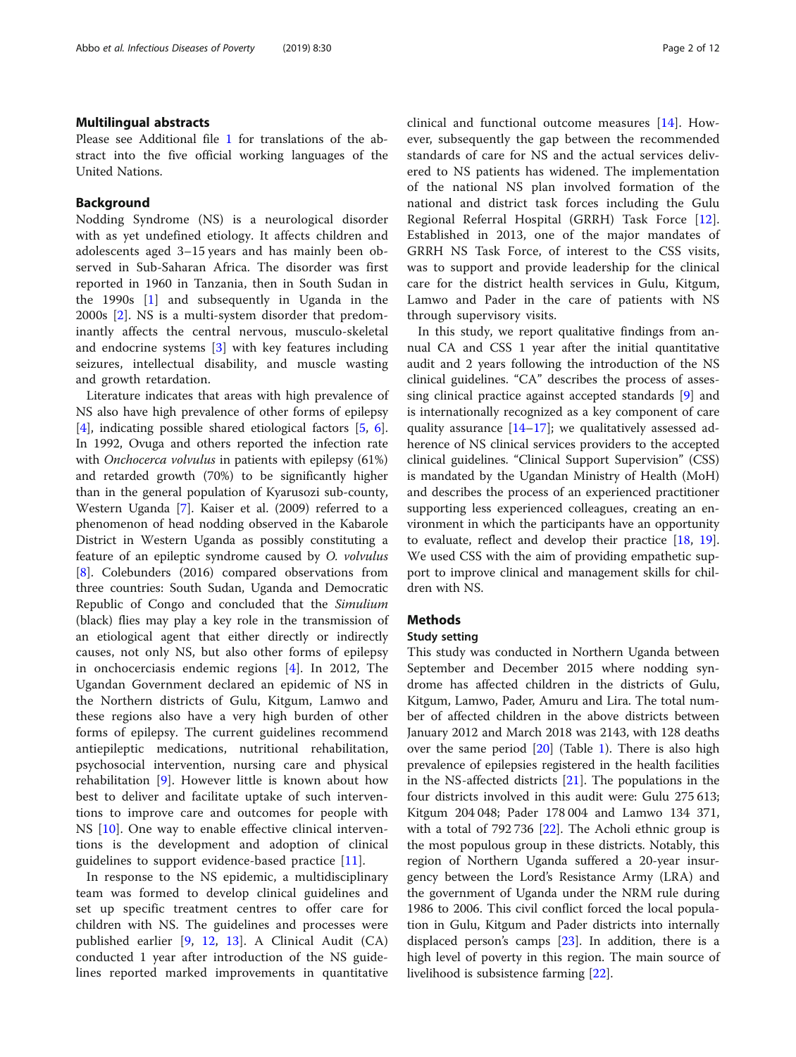## Multilingual abstracts

Please see Additional file 1 for translations of the abstract into the five official working languages of the United Nations.

## Background

Nodding Syndrome (NS) is a neurological disorder with as yet undefined etiology. It affects children and adolescents aged 3–15 years and has mainly been observed in Sub-Saharan Africa. The disorder was first reported in 1960 in Tanzania, then in South Sudan in the 1990s [1] and subsequently in Uganda in the 2000s [2]. NS is a multi-system disorder that predominantly affects the central nervous, musculo-skeletal and endocrine systems [3] with key features including seizures, intellectual disability, and muscle wasting and growth retardation.

Literature indicates that areas with high prevalence of NS also have high prevalence of other forms of epilepsy [4], indicating possible shared etiological factors [5, 6]. In 1992, Ovuga and others reported the infection rate with *Onchocerca volvulus* in patients with epilepsy (61%) and retarded growth (70%) to be significantly higher than in the general population of Kyarusozi sub-county, Western Uganda [7]. Kaiser et al. (2009) referred to a phenomenon of head nodding observed in the Kabarole District in Western Uganda as possibly constituting a feature of an epileptic syndrome caused by *O. volvulus* [8]. Colebunders (2016) compared observations from three countries: South Sudan, Uganda and Democratic Republic of Congo and concluded that the *Simulium* (black) flies may play a key role in the transmission of an etiological agent that either directly or indirectly causes, not only NS, but also other forms of epilepsy in onchocerciasis endemic regions [4]. In 2012, The Ugandan Government declared an epidemic of NS in the Northern districts of Gulu, Kitgum, Lamwo and these regions also have a very high burden of other forms of epilepsy. The current guidelines recommend antiepileptic medications, nutritional rehabilitation, psychosocial intervention, nursing care and physical rehabilitation [9]. However little is known about how best to deliver and facilitate uptake of such interventions to improve care and outcomes for people with NS [10]. One way to enable effective clinical interventions is the development and adoption of clinical guidelines to support evidence-based practice [11].

In response to the NS epidemic, a multidisciplinary team was formed to develop clinical guidelines and set up specific treatment centres to offer care for children with NS. The guidelines and processes were published earlier [9, 12, 13]. A Clinical Audit (CA) conducted 1 year after introduction of the NS guidelines reported marked improvements in quantitative clinical and functional outcome measures [14]. However, subsequently the gap between the recommended standards of care for NS and the actual services delivered to NS patients has widened. The implementation of the national NS plan involved formation of the national and district task forces including the Gulu Regional Referral Hospital (GRRH) Task Force [12]. Established in 2013, one of the major mandates of GRRH NS Task Force, of interest to the CSS visits, was to support and provide leadership for the clinical care for the district health services in Gulu, Kitgum, Lamwo and Pader in the care of patients with NS through supervisory visits.

In this study, we report qualitative findings from annual CA and CSS 1 year after the initial quantitative audit and 2 years following the introduction of the NS clinical guidelines. "CA" describes the process of assessing clinical practice against accepted standards [9] and is internationally recognized as a key component of care quality assurance [14–17]; we qualitatively assessed adherence of NS clinical services providers to the accepted clinical guidelines. "Clinical Support Supervision" (CSS) is mandated by the Ugandan Ministry of Health (MoH) and describes the process of an experienced practitioner supporting less experienced colleagues, creating an environment in which the participants have an opportunity to evaluate, reflect and develop their practice [18, 19]. We used CSS with the aim of providing empathetic support to improve clinical and management skills for children with NS.

## Methods

### Study setting

This study was conducted in Northern Uganda between September and December 2015 where nodding syndrome has affected children in the districts of Gulu, Kitgum, Lamwo, Pader, Amuru and Lira. The total number of affected children in the above districts between January 2012 and March 2018 was 2143, with 128 deaths over the same period [20] (Table 1). There is also high prevalence of epilepsies registered in the health facilities in the NS-affected districts [21]. The populations in the four districts involved in this audit were: Gulu 275 613; Kitgum 204 048; Pader 178 004 and Lamwo 134 371, with a total of 792 736 [22]. The Acholi ethnic group is the most populous group in these districts. Notably, this region of Northern Uganda suffered a 20-year insurgency between the Lord's Resistance Army (LRA) and the government of Uganda under the NRM rule during 1986 to 2006. This civil conflict forced the local population in Gulu, Kitgum and Pader districts into internally displaced person's camps [23]. In addition, there is a high level of poverty in this region. The main source of livelihood is subsistence farming [22].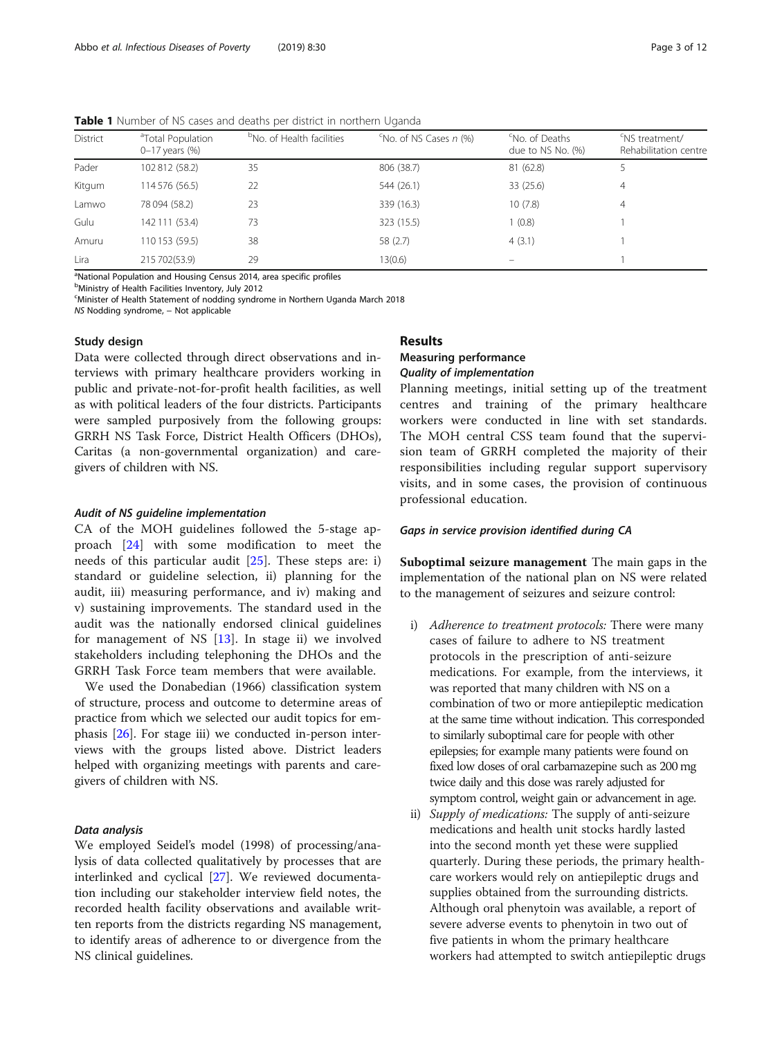**Table 1** Number of NS cases and deaths per district in northern Uganda

| District | [a]Total Population 0–17 years (%) | [b]No. of Health facilities | [c]No. of NS Cases *n* (%) | [c]No. of Deaths due to NS No. (%) | [c]NS treatment/ Rehabilitation centre |
|---|---|---|---|---|---|
| Pader | 102 812 (58.2) | 35 | 806 (38.7) | 81 (62.8) | 5 |
| Kitgum | 114 576 (56.5) | 22 | 544 (26.1) | 33 (25.6) | 4 |
| Lamwo | 78 094 (58.2) | 23 | 339 (16.3) | 10 (7.8) | 4 |
| Gulu | 142 111 (53.4) | 73 | 323 (15.5) | 1 (0.8) | 1 |
| Amuru | 110 153 (59.5) | 38 | 58 (2.7) | 4 (3.1) | 1 |
| Lira | 215 702(53.9) | 29 | 13(0.6) | – | 1 |

[a]National Population and Housing Census 2014, area specific profiles
[b]Ministry of Health Facilities Inventory, July 2012
[c]Minister of Health Statement of nodding syndrome in Northern Uganda March 2018
*NS* Nodding syndrome, – Not applicable

### Study design

Data were collected through direct observations and interviews with primary healthcare providers working in public and private-not-for-profit health facilities, as well as with political leaders of the four districts. Participants were sampled purposively from the following groups: GRRH NS Task Force, District Health Officers (DHOs), Caritas (a non-governmental organization) and caregivers of children with NS.

#### *Audit of NS guideline implementation*

CA of the MOH guidelines followed the 5-stage approach [24] with some modification to meet the needs of this particular audit [25]. These steps are: i) standard or guideline selection, ii) planning for the audit, iii) measuring performance, and iv) making and v) sustaining improvements. The standard used in the audit was the nationally endorsed clinical guidelines for management of NS [13]. In stage ii) we involved stakeholders including telephoning the DHOs and the GRRH Task Force team members that were available.

We used the Donabedian (1966) classification system of structure, process and outcome to determine areas of practice from which we selected our audit topics for emphasis [26]. For stage iii) we conducted in-person interviews with the groups listed above. District leaders helped with organizing meetings with parents and caregivers of children with NS.

#### *Data analysis*

We employed Seidel's model (1998) of processing/analysis of data collected qualitatively by processes that are interlinked and cyclical [27]. We reviewed documentation including our stakeholder interview field notes, the recorded health facility observations and available written reports from the districts regarding NS management, to identify areas of adherence to or divergence from the NS clinical guidelines.

## Results

### Measuring performance

#### *Quality of implementation*

Planning meetings, initial setting up of the treatment centres and training of the primary healthcare workers were conducted in line with set standards. The MOH central CSS team found that the supervision team of GRRH completed the majority of their responsibilities including regular support supervisory visits, and in some cases, the provision of continuous professional education.

#### *Gaps in service provision identified during CA*

**Suboptimal seizure management** The main gaps in the implementation of the national plan on NS were related to the management of seizures and seizure control:

i) *Adherence to treatment protocols:* There were many cases of failure to adhere to NS treatment protocols in the prescription of anti-seizure medications. For example, from the interviews, it was reported that many children with NS on a combination of two or more antiepileptic medication at the same time without indication. This corresponded to similarly suboptimal care for people with other epilepsies; for example many patients were found on fixed low doses of oral carbamazepine such as 200 mg twice daily and this dose was rarely adjusted for symptom control, weight gain or advancement in age.
ii) *Supply of medications:* The supply of anti-seizure medications and health unit stocks hardly lasted into the second month yet these were supplied quarterly. During these periods, the primary healthcare workers would rely on antiepileptic drugs and supplies obtained from the surrounding districts. Although oral phenytoin was available, a report of severe adverse events to phenytoin in two out of five patients in whom the primary healthcare workers had attempted to switch antiepileptic drugs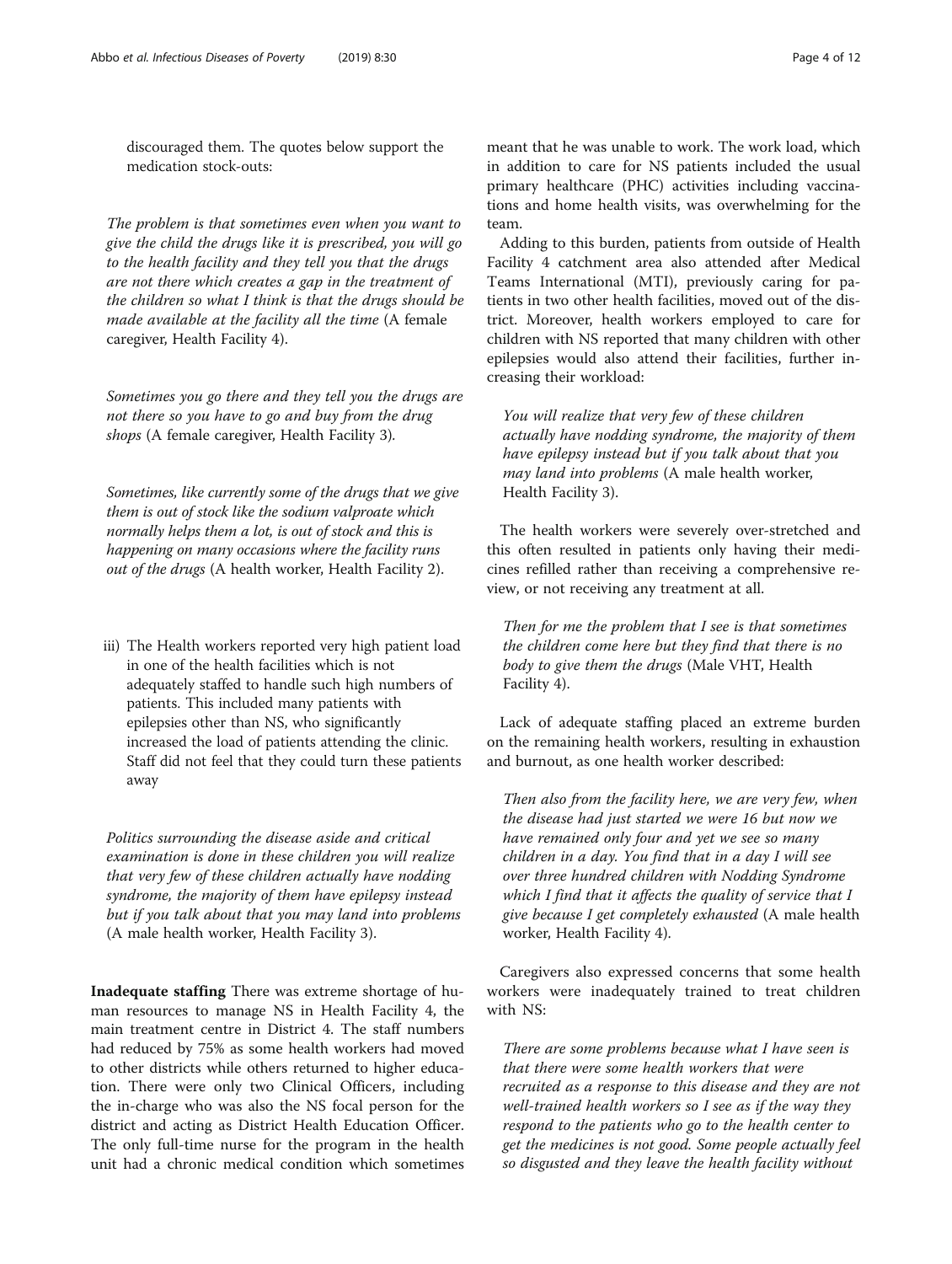discouraged them. The quotes below support the medication stock-outs:

*The problem is that sometimes even when you want to give the child the drugs like it is prescribed, you will go to the health facility and they tell you that the drugs are not there which creates a gap in the treatment of the children so what I think is that the drugs should be made available at the facility all the time* (A female caregiver, Health Facility 4).

*Sometimes you go there and they tell you the drugs are not there so you have to go and buy from the drug shops* (A female caregiver, Health Facility 3).

*Sometimes, like currently some of the drugs that we give them is out of stock like the sodium valproate which normally helps them a lot, is out of stock and this is happening on many occasions where the facility runs out of the drugs* (A health worker, Health Facility 2).

iii) The Health workers reported very high patient load in one of the health facilities which is not adequately staffed to handle such high numbers of patients. This included many patients with epilepsies other than NS, who significantly increased the load of patients attending the clinic. Staff did not feel that they could turn these patients away

*Politics surrounding the disease aside and critical examination is done in these children you will realize that very few of these children actually have nodding syndrome, the majority of them have epilepsy instead but if you talk about that you may land into problems* (A male health worker, Health Facility 3).

**Inadequate staffing** There was extreme shortage of human resources to manage NS in Health Facility 4, the main treatment centre in District 4. The staff numbers had reduced by 75% as some health workers had moved to other districts while others returned to higher education. There were only two Clinical Officers, including the in-charge who was also the NS focal person for the district and acting as District Health Education Officer. The only full-time nurse for the program in the health unit had a chronic medical condition which sometimes meant that he was unable to work. The work load, which in addition to care for NS patients included the usual primary healthcare (PHC) activities including vaccinations and home health visits, was overwhelming for the team.

Adding to this burden, patients from outside of Health Facility 4 catchment area also attended after Medical Teams International (MTI), previously caring for patients in two other health facilities, moved out of the district. Moreover, health workers employed to care for children with NS reported that many children with other epilepsies would also attend their facilities, further increasing their workload:

*You will realize that very few of these children actually have nodding syndrome, the majority of them have epilepsy instead but if you talk about that you may land into problems* (A male health worker, Health Facility 3).

The health workers were severely over-stretched and this often resulted in patients only having their medicines refilled rather than receiving a comprehensive review, or not receiving any treatment at all.

*Then for me the problem that I see is that sometimes the children come here but they find that there is no body to give them the drugs* (Male VHT, Health Facility 4).

Lack of adequate staffing placed an extreme burden on the remaining health workers, resulting in exhaustion and burnout, as one health worker described:

*Then also from the facility here, we are very few, when the disease had just started we were 16 but now we have remained only four and yet we see so many children in a day. You find that in a day I will see over three hundred children with Nodding Syndrome which I find that it affects the quality of service that I give because I get completely exhausted* (A male health worker, Health Facility 4).

Caregivers also expressed concerns that some health workers were inadequately trained to treat children with NS:

*There are some problems because what I have seen is that there were some health workers that were recruited as a response to this disease and they are not well-trained health workers so I see as if the way they respond to the patients who go to the health center to get the medicines is not good. Some people actually feel so disgusted and they leave the health facility without*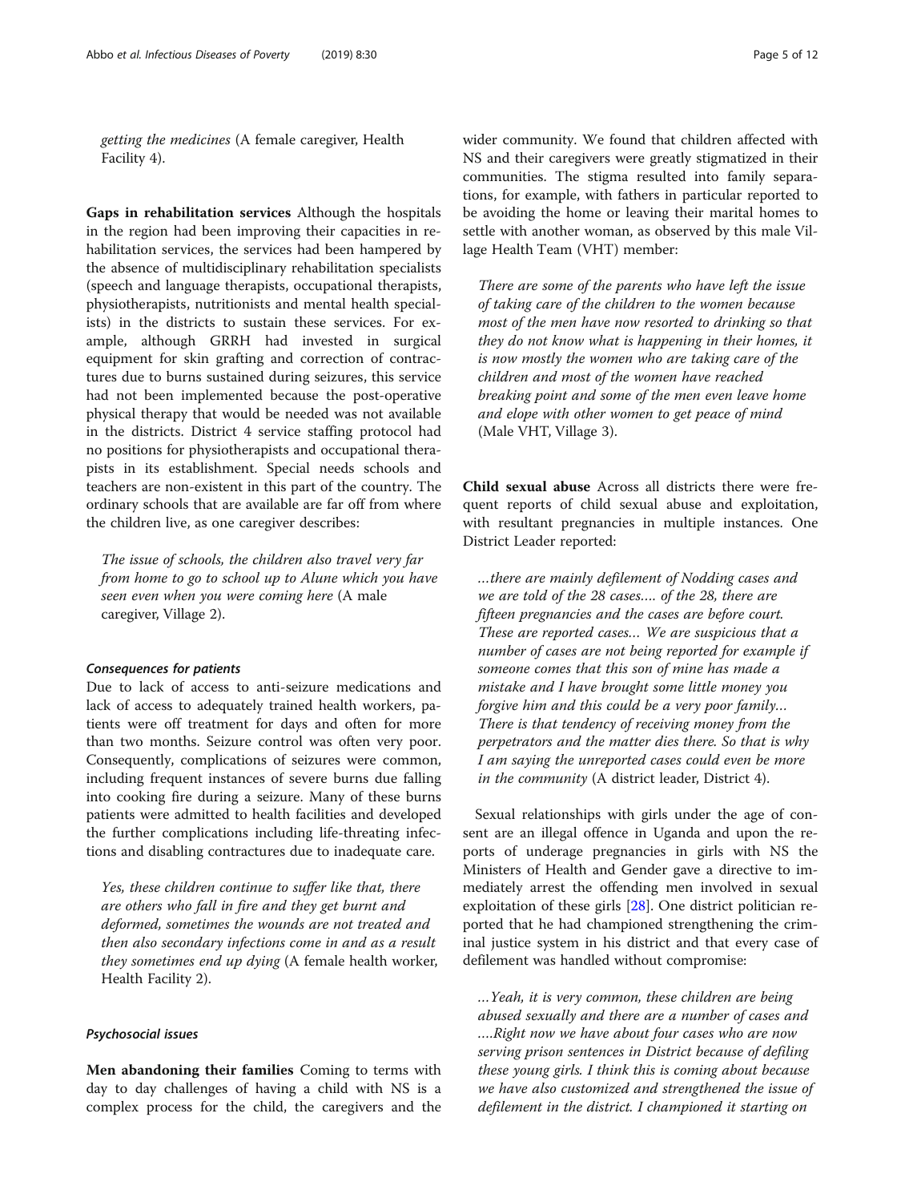*getting the medicines* (A female caregiver, Health Facility 4).

**Gaps in rehabilitation services** Although the hospitals in the region had been improving their capacities in rehabilitation services, the services had been hampered by the absence of multidisciplinary rehabilitation specialists (speech and language therapists, occupational therapists, physiotherapists, nutritionists and mental health specialists) in the districts to sustain these services. For example, although GRRH had invested in surgical equipment for skin grafting and correction of contractures due to burns sustained during seizures, this service had not been implemented because the post-operative physical therapy that would be needed was not available in the districts. District 4 service staffing protocol had no positions for physiotherapists and occupational therapists in its establishment. Special needs schools and teachers are non-existent in this part of the country. The ordinary schools that are available are far off from where the children live, as one caregiver describes:

> *The issue of schools, the children also travel very far from home to go to school up to Alune which you have seen even when you were coming here* (A male caregiver, Village 2).

#### *Consequences for patients*

Due to lack of access to anti-seizure medications and lack of access to adequately trained health workers, patients were off treatment for days and often for more than two months. Seizure control was often very poor. Consequently, complications of seizures were common, including frequent instances of severe burns due falling into cooking fire during a seizure. Many of these burns patients were admitted to health facilities and developed the further complications including life-threating infections and disabling contractures due to inadequate care.

> *Yes, these children continue to suffer like that, there are others who fall in fire and they get burnt and deformed, sometimes the wounds are not treated and then also secondary infections come in and as a result they sometimes end up dying* (A female health worker, Health Facility 2).

#### *Psychosocial issues*

**Men abandoning their families** Coming to terms with day to day challenges of having a child with NS is a complex process for the child, the caregivers and the wider community. We found that children affected with NS and their caregivers were greatly stigmatized in their communities. The stigma resulted into family separations, for example, with fathers in particular reported to be avoiding the home or leaving their marital homes to settle with another woman, as observed by this male Village Health Team (VHT) member:

> *There are some of the parents who have left the issue of taking care of the children to the women because most of the men have now resorted to drinking so that they do not know what is happening in their homes, it is now mostly the women who are taking care of the children and most of the women have reached breaking point and some of the men even leave home and elope with other women to get peace of mind* (Male VHT, Village 3).

**Child sexual abuse** Across all districts there were frequent reports of child sexual abuse and exploitation, with resultant pregnancies in multiple instances. One District Leader reported:

> *…there are mainly defilement of Nodding cases and we are told of the 28 cases…. of the 28, there are fifteen pregnancies and the cases are before court. These are reported cases… We are suspicious that a number of cases are not being reported for example if someone comes that this son of mine has made a mistake and I have brought some little money you forgive him and this could be a very poor family… There is that tendency of receiving money from the perpetrators and the matter dies there. So that is why I am saying the unreported cases could even be more in the community* (A district leader, District 4).

Sexual relationships with girls under the age of consent are an illegal offence in Uganda and upon the reports of underage pregnancies in girls with NS the Ministers of Health and Gender gave a directive to immediately arrest the offending men involved in sexual exploitation of these girls [28]. One district politician reported that he had championed strengthening the criminal justice system in his district and that every case of defilement was handled without compromise:

> *…Yeah, it is very common, these children are being abused sexually and there are a number of cases and ….Right now we have about four cases who are now serving prison sentences in District because of defiling these young girls. I think this is coming about because we have also customized and strengthened the issue of defilement in the district. I championed it starting on*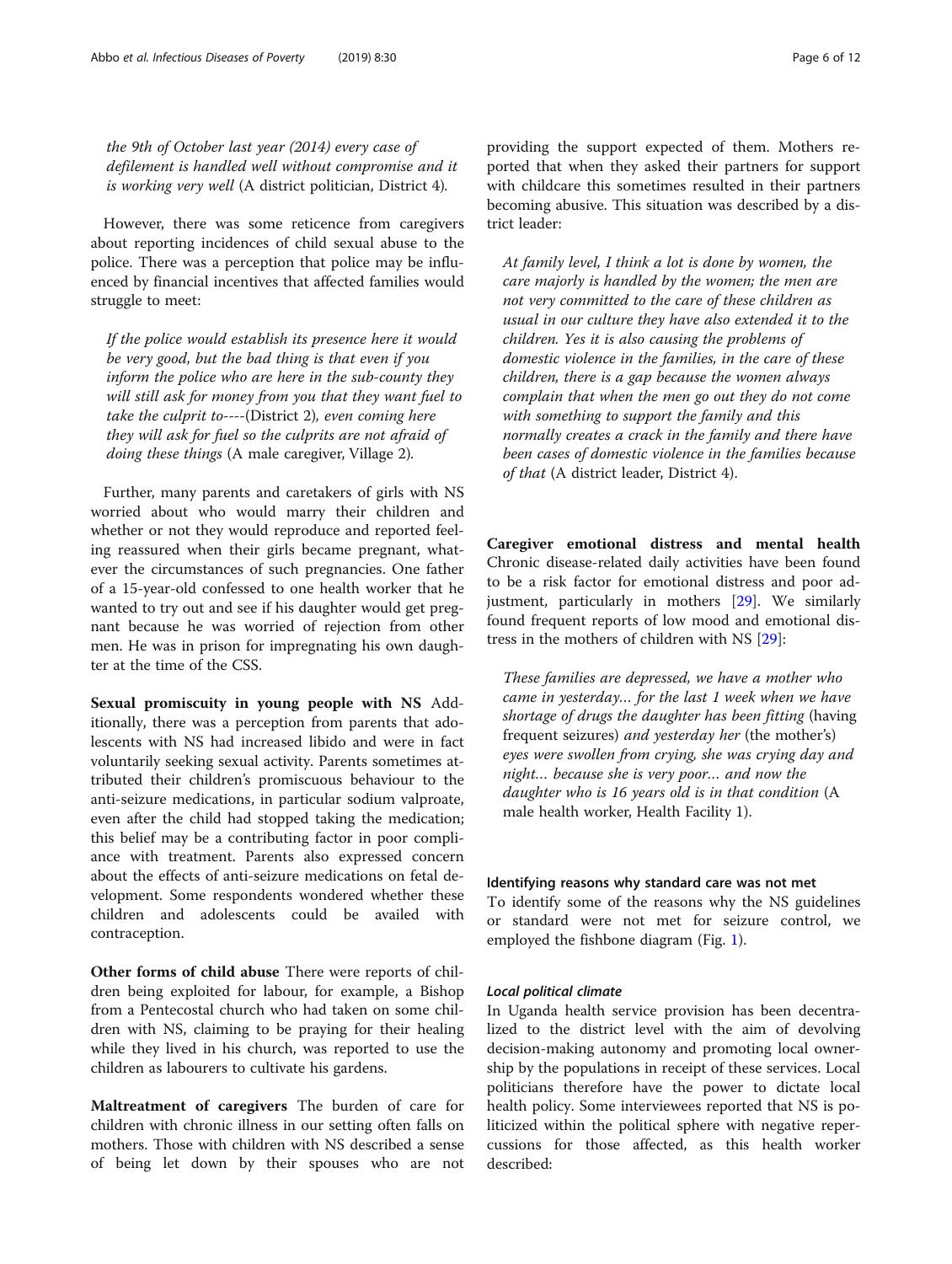*the 9th of October last year (2014) every case of defilement is handled well without compromise and it is working very well* (A district politician, District 4).

However, there was some reticence from caregivers about reporting incidences of child sexual abuse to the police. There was a perception that police may be influenced by financial incentives that affected families would struggle to meet:

*If the police would establish its presence here it would be very good, but the bad thing is that even if you inform the police who are here in the sub-county they will still ask for money from you that they want fuel to take the culprit to----*(District 2)*, even coming here they will ask for fuel so the culprits are not afraid of doing these things* (A male caregiver, Village 2).

Further, many parents and caretakers of girls with NS worried about who would marry their children and whether or not they would reproduce and reported feeling reassured when their girls became pregnant, whatever the circumstances of such pregnancies. One father of a 15-year-old confessed to one health worker that he wanted to try out and see if his daughter would get pregnant because he was worried of rejection from other men. He was in prison for impregnating his own daughter at the time of the CSS.

**Sexual promiscuity in young people with NS** Additionally, there was a perception from parents that adolescents with NS had increased libido and were in fact voluntarily seeking sexual activity. Parents sometimes attributed their children's promiscuous behaviour to the anti-seizure medications, in particular sodium valproate, even after the child had stopped taking the medication; this belief may be a contributing factor in poor compliance with treatment. Parents also expressed concern about the effects of anti-seizure medications on fetal development. Some respondents wondered whether these children and adolescents could be availed with contraception.

**Other forms of child abuse** There were reports of children being exploited for labour, for example, a Bishop from a Pentecostal church who had taken on some children with NS, claiming to be praying for their healing while they lived in his church, was reported to use the children as labourers to cultivate his gardens.

**Maltreatment of caregivers** The burden of care for children with chronic illness in our setting often falls on mothers. Those with children with NS described a sense of being let down by their spouses who are not providing the support expected of them. Mothers reported that when they asked their partners for support with childcare this sometimes resulted in their partners becoming abusive. This situation was described by a district leader:

*At family level, I think a lot is done by women, the care majorly is handled by the women; the men are not very committed to the care of these children as usual in our culture they have also extended it to the children. Yes it is also causing the problems of domestic violence in the families, in the care of these children, there is a gap because the women always complain that when the men go out they do not come with something to support the family and this normally creates a crack in the family and there have been cases of domestic violence in the families because of that* (A district leader, District 4).

**Caregiver emotional distress and mental health** Chronic disease-related daily activities have been found to be a risk factor for emotional distress and poor adjustment, particularly in mothers [29]. We similarly found frequent reports of low mood and emotional distress in the mothers of children with NS [29]:

*These families are depressed, we have a mother who came in yesterday… for the last 1 week when we have shortage of drugs the daughter has been fitting* (having frequent seizures) *and yesterday her* (the mother's) *eyes were swollen from crying, she was crying day and night… because she is very poor… and now the daughter who is 16 years old is in that condition* (A male health worker, Health Facility 1).

### Identifying reasons why standard care was not met

To identify some of the reasons why the NS guidelines or standard were not met for seizure control, we employed the fishbone diagram (Fig. 1).

#### *Local political climate*

In Uganda health service provision has been decentralized to the district level with the aim of devolving decision-making autonomy and promoting local ownership by the populations in receipt of these services. Local politicians therefore have the power to dictate local health policy. Some interviewees reported that NS is politicized within the political sphere with negative repercussions for those affected, as this health worker described: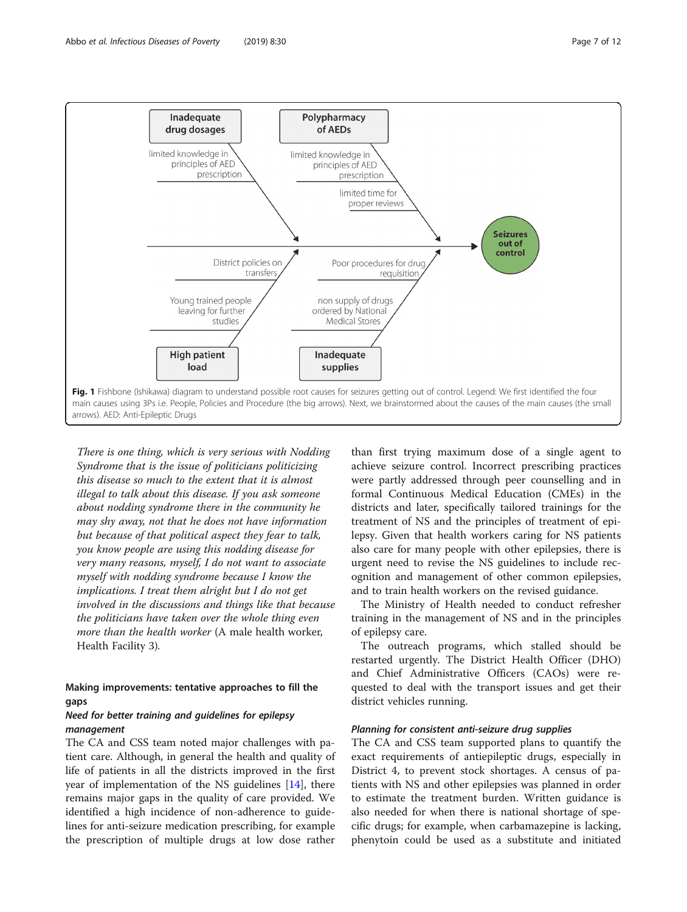Fig. 1 Fishbone (Ishikawa) diagram to understand possible root causes for seizures getting out of control. Legend: We first identified the four main causes using 3Ps i.e. People, Policies and Procedure (the big arrows). Next, we brainstormed about the causes of the main causes (the small arrows). AED: Anti-Epileptic Drugs

*There is one thing, which is very serious with Nodding Syndrome that is the issue of politicians politicizing this disease so much to the extent that it is almost illegal to talk about this disease. If you ask someone about nodding syndrome there in the community he may shy away, not that he does not have information but because of that political aspect they fear to talk, you know people are using this nodding disease for very many reasons, myself, I do not want to associate myself with nodding syndrome because I know the implications. I treat them alright but I do not get involved in the discussions and things like that because the politicians have taken over the whole thing even more than the health worker* (A male health worker, Health Facility 3).

## Making improvements: tentative approaches to fill the gaps

### Need for better training and guidelines for epilepsy management

The CA and CSS team noted major challenges with patient care. Although, in general the health and quality of life of patients in all the districts improved in the first year of implementation of the NS guidelines [14], there remains major gaps in the quality of care provided. We identified a high incidence of non-adherence to guidelines for anti-seizure medication prescribing, for example the prescription of multiple drugs at low dose rather than first trying maximum dose of a single agent to achieve seizure control. Incorrect prescribing practices were partly addressed through peer counselling and in formal Continuous Medical Education (CMEs) in the districts and later, specifically tailored trainings for the treatment of NS and the principles of treatment of epilepsy. Given that health workers caring for NS patients also care for many people with other epilepsies, there is urgent need to revise the NS guidelines to include recognition and management of other common epilepsies, and to train health workers on the revised guidance.

The Ministry of Health needed to conduct refresher training in the management of NS and in the principles of epilepsy care.

The outreach programs, which stalled should be restarted urgently. The District Health Officer (DHO) and Chief Administrative Officers (CAOs) were requested to deal with the transport issues and get their district vehicles running.

### Planning for consistent anti-seizure drug supplies

The CA and CSS team supported plans to quantify the exact requirements of antiepileptic drugs, especially in District 4, to prevent stock shortages. A census of patients with NS and other epilepsies was planned in order to estimate the treatment burden. Written guidance is also needed for when there is national shortage of specific drugs; for example, when carbamazepine is lacking, phenytoin could be used as a substitute and initiated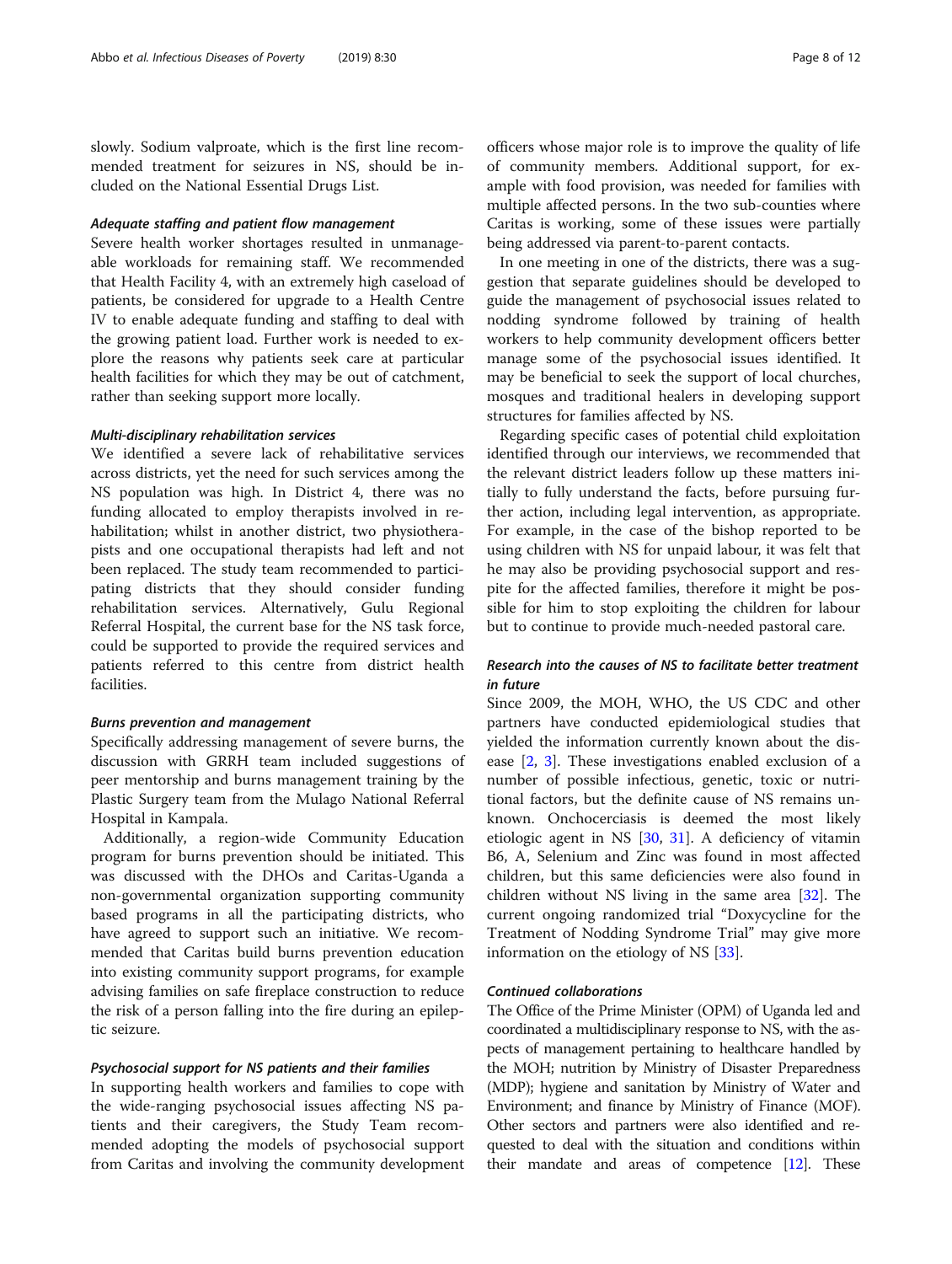slowly. Sodium valproate, which is the first line recommended treatment for seizures in NS, should be included on the National Essential Drugs List.

#### Adequate staffing and patient flow management

Severe health worker shortages resulted in unmanageable workloads for remaining staff. We recommended that Health Facility 4, with an extremely high caseload of patients, be considered for upgrade to a Health Centre IV to enable adequate funding and staffing to deal with the growing patient load. Further work is needed to explore the reasons why patients seek care at particular health facilities for which they may be out of catchment, rather than seeking support more locally.

#### Multi-disciplinary rehabilitation services

We identified a severe lack of rehabilitative services across districts, yet the need for such services among the NS population was high. In District 4, there was no funding allocated to employ therapists involved in rehabilitation; whilst in another district, two physiotherapists and one occupational therapists had left and not been replaced. The study team recommended to participating districts that they should consider funding rehabilitation services. Alternatively, Gulu Regional Referral Hospital, the current base for the NS task force, could be supported to provide the required services and patients referred to this centre from district health facilities.

#### Burns prevention and management

Specifically addressing management of severe burns, the discussion with GRRH team included suggestions of peer mentorship and burns management training by the Plastic Surgery team from the Mulago National Referral Hospital in Kampala.

Additionally, a region-wide Community Education program for burns prevention should be initiated. This was discussed with the DHOs and Caritas-Uganda a non-governmental organization supporting community based programs in all the participating districts, who have agreed to support such an initiative. We recommended that Caritas build burns prevention education into existing community support programs, for example advising families on safe fireplace construction to reduce the risk of a person falling into the fire during an epileptic seizure.

#### Psychosocial support for NS patients and their families

In supporting health workers and families to cope with the wide-ranging psychosocial issues affecting NS patients and their caregivers, the Study Team recommended adopting the models of psychosocial support from Caritas and involving the community development officers whose major role is to improve the quality of life of community members. Additional support, for example with food provision, was needed for families with multiple affected persons. In the two sub-counties where Caritas is working, some of these issues were partially being addressed via parent-to-parent contacts.

In one meeting in one of the districts, there was a suggestion that separate guidelines should be developed to guide the management of psychosocial issues related to nodding syndrome followed by training of health workers to help community development officers better manage some of the psychosocial issues identified. It may be beneficial to seek the support of local churches, mosques and traditional healers in developing support structures for families affected by NS.

Regarding specific cases of potential child exploitation identified through our interviews, we recommended that the relevant district leaders follow up these matters initially to fully understand the facts, before pursuing further action, including legal intervention, as appropriate. For example, in the case of the bishop reported to be using children with NS for unpaid labour, it was felt that he may also be providing psychosocial support and respite for the affected families, therefore it might be possible for him to stop exploiting the children for labour but to continue to provide much-needed pastoral care.

#### Research into the causes of NS to facilitate better treatment in future

Since 2009, the MOH, WHO, the US CDC and other partners have conducted epidemiological studies that yielded the information currently known about the disease [2, 3]. These investigations enabled exclusion of a number of possible infectious, genetic, toxic or nutritional factors, but the definite cause of NS remains unknown. Onchocerciasis is deemed the most likely etiologic agent in NS [30, 31]. A deficiency of vitamin B6, A, Selenium and Zinc was found in most affected children, but this same deficiencies were also found in children without NS living in the same area [32]. The current ongoing randomized trial "Doxycycline for the Treatment of Nodding Syndrome Trial" may give more information on the etiology of NS [33].

#### Continued collaborations

The Office of the Prime Minister (OPM) of Uganda led and coordinated a multidisciplinary response to NS, with the aspects of management pertaining to healthcare handled by the MOH; nutrition by Ministry of Disaster Preparedness (MDP); hygiene and sanitation by Ministry of Water and Environment; and finance by Ministry of Finance (MOF). Other sectors and partners were also identified and requested to deal with the situation and conditions within their mandate and areas of competence [12]. These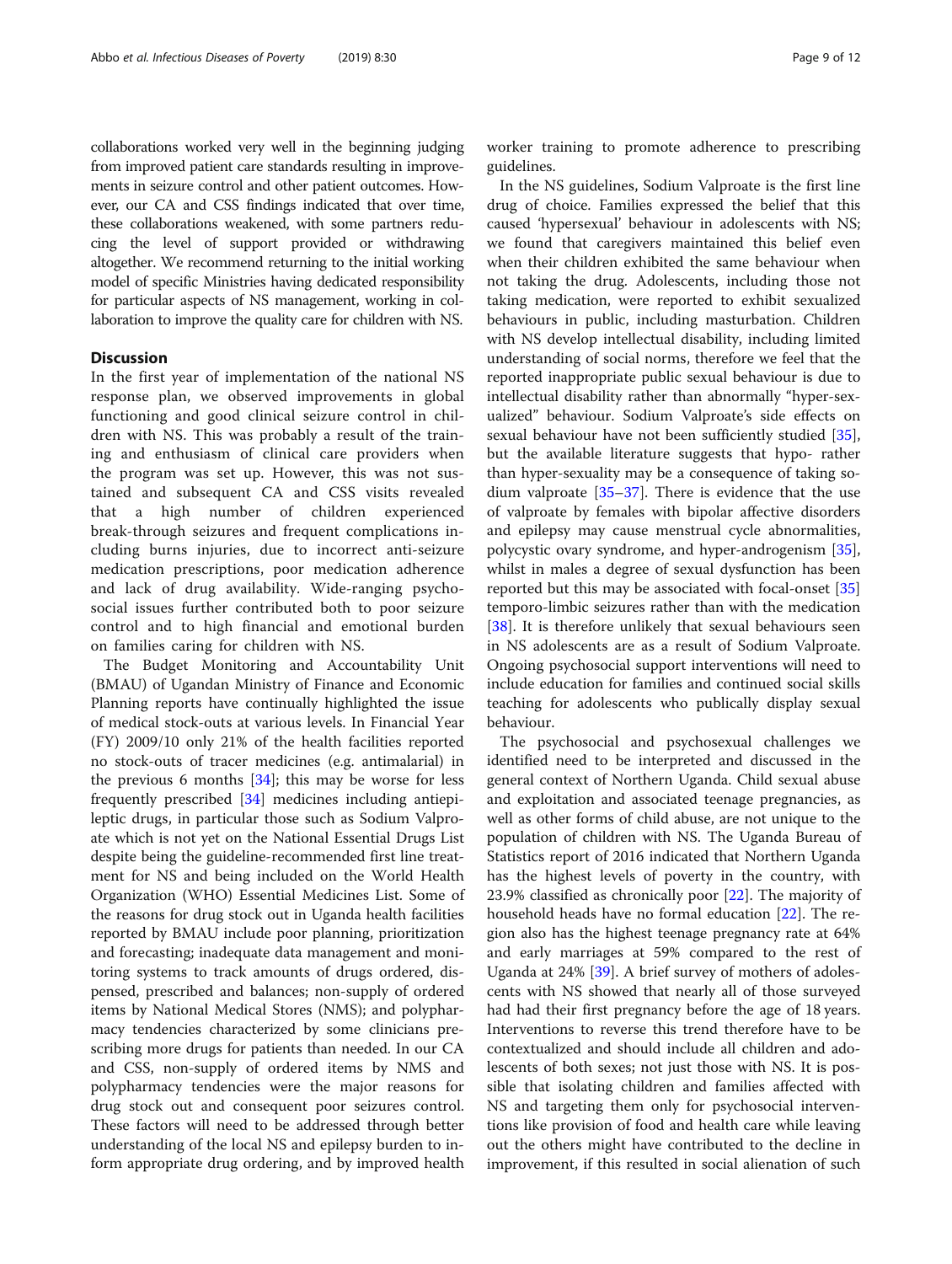collaborations worked very well in the beginning judging from improved patient care standards resulting in improvements in seizure control and other patient outcomes. However, our CA and CSS findings indicated that over time, these collaborations weakened, with some partners reducing the level of support provided or withdrawing altogether. We recommend returning to the initial working model of specific Ministries having dedicated responsibility for particular aspects of NS management, working in collaboration to improve the quality care for children with NS.

## Discussion

In the first year of implementation of the national NS response plan, we observed improvements in global functioning and good clinical seizure control in children with NS. This was probably a result of the training and enthusiasm of clinical care providers when the program was set up. However, this was not sustained and subsequent CA and CSS visits revealed that a high number of children experienced break-through seizures and frequent complications including burns injuries, due to incorrect anti-seizure medication prescriptions, poor medication adherence and lack of drug availability. Wide-ranging psychosocial issues further contributed both to poor seizure control and to high financial and emotional burden on families caring for children with NS.

The Budget Monitoring and Accountability Unit (BMAU) of Ugandan Ministry of Finance and Economic Planning reports have continually highlighted the issue of medical stock-outs at various levels. In Financial Year (FY) 2009/10 only 21% of the health facilities reported no stock-outs of tracer medicines (e.g. antimalarial) in the previous 6 months [34]; this may be worse for less frequently prescribed [34] medicines including antiepileptic drugs, in particular those such as Sodium Valproate which is not yet on the National Essential Drugs List despite being the guideline-recommended first line treatment for NS and being included on the World Health Organization (WHO) Essential Medicines List. Some of the reasons for drug stock out in Uganda health facilities reported by BMAU include poor planning, prioritization and forecasting; inadequate data management and monitoring systems to track amounts of drugs ordered, dispensed, prescribed and balances; non-supply of ordered items by National Medical Stores (NMS); and polypharmacy tendencies characterized by some clinicians prescribing more drugs for patients than needed. In our CA and CSS, non-supply of ordered items by NMS and polypharmacy tendencies were the major reasons for drug stock out and consequent poor seizures control. These factors will need to be addressed through better understanding of the local NS and epilepsy burden to inform appropriate drug ordering, and by improved health worker training to promote adherence to prescribing guidelines.

In the NS guidelines, Sodium Valproate is the first line drug of choice. Families expressed the belief that this caused 'hypersexual' behaviour in adolescents with NS; we found that caregivers maintained this belief even when their children exhibited the same behaviour when not taking the drug. Adolescents, including those not taking medication, were reported to exhibit sexualized behaviours in public, including masturbation. Children with NS develop intellectual disability, including limited understanding of social norms, therefore we feel that the reported inappropriate public sexual behaviour is due to intellectual disability rather than abnormally "hyper-sexualized" behaviour. Sodium Valproate's side effects on sexual behaviour have not been sufficiently studied [35], but the available literature suggests that hypo- rather than hyper-sexuality may be a consequence of taking sodium valproate [35–37]. There is evidence that the use of valproate by females with bipolar affective disorders and epilepsy may cause menstrual cycle abnormalities, polycystic ovary syndrome, and hyper-androgenism [35], whilst in males a degree of sexual dysfunction has been reported but this may be associated with focal-onset [35] temporo-limbic seizures rather than with the medication [38]. It is therefore unlikely that sexual behaviours seen in NS adolescents are as a result of Sodium Valproate. Ongoing psychosocial support interventions will need to include education for families and continued social skills teaching for adolescents who publically display sexual behaviour.

The psychosocial and psychosexual challenges we identified need to be interpreted and discussed in the general context of Northern Uganda. Child sexual abuse and exploitation and associated teenage pregnancies, as well as other forms of child abuse, are not unique to the population of children with NS. The Uganda Bureau of Statistics report of 2016 indicated that Northern Uganda has the highest levels of poverty in the country, with 23.9% classified as chronically poor [22]. The majority of household heads have no formal education [22]. The region also has the highest teenage pregnancy rate at 64% and early marriages at 59% compared to the rest of Uganda at 24% [39]. A brief survey of mothers of adolescents with NS showed that nearly all of those surveyed had had their first pregnancy before the age of 18 years. Interventions to reverse this trend therefore have to be contextualized and should include all children and adolescents of both sexes; not just those with NS. It is possible that isolating children and families affected with NS and targeting them only for psychosocial interventions like provision of food and health care while leaving out the others might have contributed to the decline in improvement, if this resulted in social alienation of such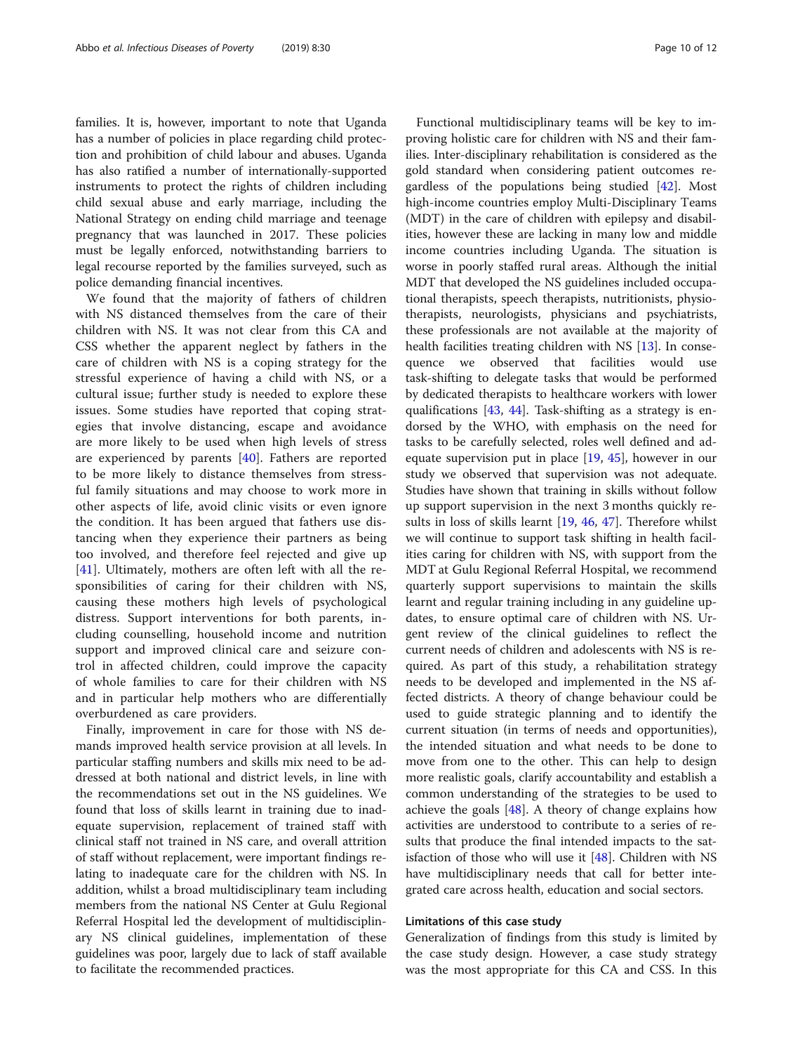families. It is, however, important to note that Uganda has a number of policies in place regarding child protection and prohibition of child labour and abuses. Uganda has also ratified a number of internationally-supported instruments to protect the rights of children including child sexual abuse and early marriage, including the National Strategy on ending child marriage and teenage pregnancy that was launched in 2017. These policies must be legally enforced, notwithstanding barriers to legal recourse reported by the families surveyed, such as police demanding financial incentives.

We found that the majority of fathers of children with NS distanced themselves from the care of their children with NS. It was not clear from this CA and CSS whether the apparent neglect by fathers in the care of children with NS is a coping strategy for the stressful experience of having a child with NS, or a cultural issue; further study is needed to explore these issues. Some studies have reported that coping strategies that involve distancing, escape and avoidance are more likely to be used when high levels of stress are experienced by parents [40]. Fathers are reported to be more likely to distance themselves from stressful family situations and may choose to work more in other aspects of life, avoid clinic visits or even ignore the condition. It has been argued that fathers use distancing when they experience their partners as being too involved, and therefore feel rejected and give up [41]. Ultimately, mothers are often left with all the responsibilities of caring for their children with NS, causing these mothers high levels of psychological distress. Support interventions for both parents, including counselling, household income and nutrition support and improved clinical care and seizure control in affected children, could improve the capacity of whole families to care for their children with NS and in particular help mothers who are differentially overburdened as care providers.

Finally, improvement in care for those with NS demands improved health service provision at all levels. In particular staffing numbers and skills mix need to be addressed at both national and district levels, in line with the recommendations set out in the NS guidelines. We found that loss of skills learnt in training due to inadequate supervision, replacement of trained staff with clinical staff not trained in NS care, and overall attrition of staff without replacement, were important findings relating to inadequate care for the children with NS. In addition, whilst a broad multidisciplinary team including members from the national NS Center at Gulu Regional Referral Hospital led the development of multidisciplinary NS clinical guidelines, implementation of these guidelines was poor, largely due to lack of staff available to facilitate the recommended practices.

Functional multidisciplinary teams will be key to improving holistic care for children with NS and their families. Inter-disciplinary rehabilitation is considered as the gold standard when considering patient outcomes regardless of the populations being studied [42]. Most high-income countries employ Multi-Disciplinary Teams (MDT) in the care of children with epilepsy and disabilities, however these are lacking in many low and middle income countries including Uganda. The situation is worse in poorly staffed rural areas. Although the initial MDT that developed the NS guidelines included occupational therapists, speech therapists, nutritionists, physiotherapists, neurologists, physicians and psychiatrists, these professionals are not available at the majority of health facilities treating children with NS [13]. In consequence we observed that facilities would use task-shifting to delegate tasks that would be performed by dedicated therapists to healthcare workers with lower qualifications [43, 44]. Task-shifting as a strategy is endorsed by the WHO, with emphasis on the need for tasks to be carefully selected, roles well defined and adequate supervision put in place [19, 45], however in our study we observed that supervision was not adequate. Studies have shown that training in skills without follow up support supervision in the next 3 months quickly results in loss of skills learnt [19, 46, 47]. Therefore whilst we will continue to support task shifting in health facilities caring for children with NS, with support from the MDT at Gulu Regional Referral Hospital, we recommend quarterly support supervisions to maintain the skills learnt and regular training including in any guideline updates, to ensure optimal care of children with NS. Urgent review of the clinical guidelines to reflect the current needs of children and adolescents with NS is required. As part of this study, a rehabilitation strategy needs to be developed and implemented in the NS affected districts. A theory of change behaviour could be used to guide strategic planning and to identify the current situation (in terms of needs and opportunities), the intended situation and what needs to be done to move from one to the other. This can help to design more realistic goals, clarify accountability and establish a common understanding of the strategies to be used to achieve the goals [48]. A theory of change explains how activities are understood to contribute to a series of results that produce the final intended impacts to the satisfaction of those who will use it [48]. Children with NS have multidisciplinary needs that call for better integrated care across health, education and social sectors.

## Limitations of this case study

Generalization of findings from this study is limited by the case study design. However, a case study strategy was the most appropriate for this CA and CSS. In this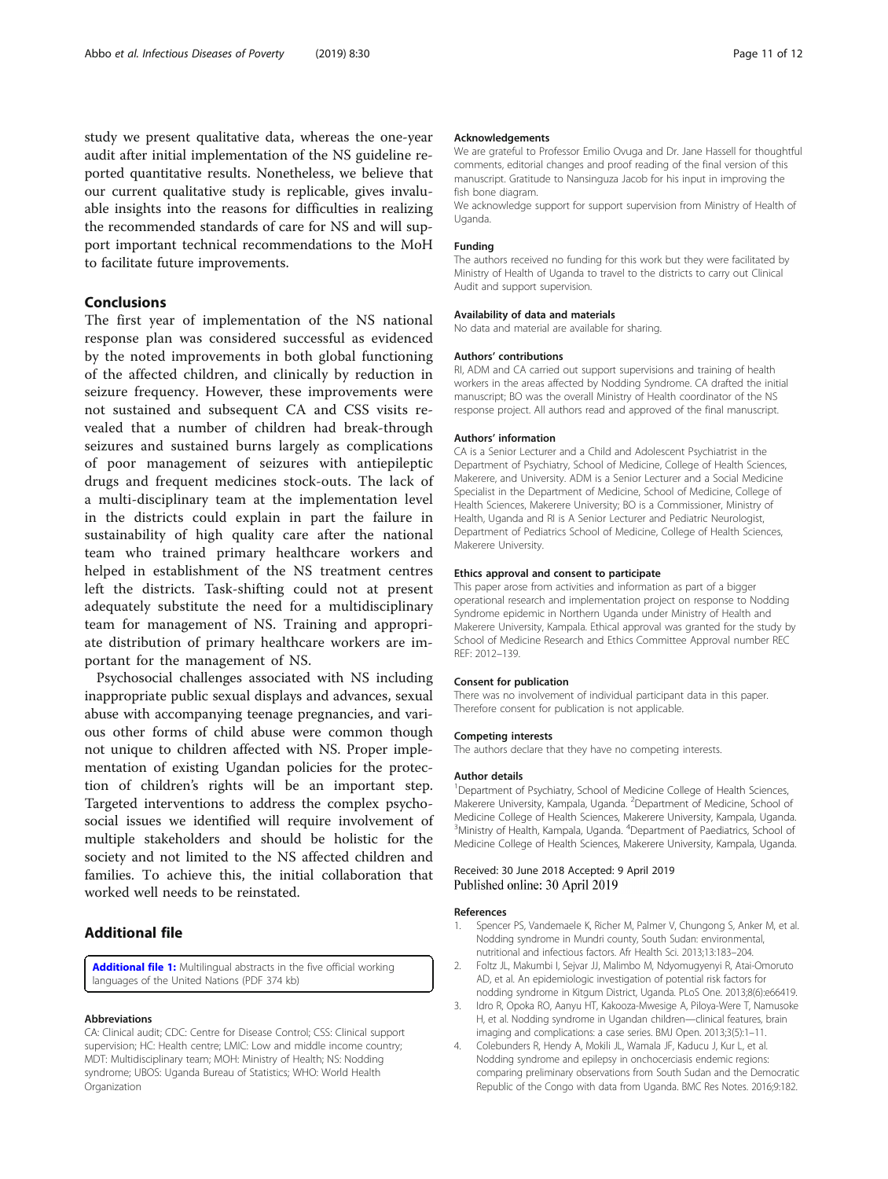study we present qualitative data, whereas the one-year audit after initial implementation of the NS guideline reported quantitative results. Nonetheless, we believe that our current qualitative study is replicable, gives invaluable insights into the reasons for difficulties in realizing the recommended standards of care for NS and will support important technical recommendations to the MoH to facilitate future improvements.

## Conclusions

The first year of implementation of the NS national response plan was considered successful as evidenced by the noted improvements in both global functioning of the affected children, and clinically by reduction in seizure frequency. However, these improvements were not sustained and subsequent CA and CSS visits revealed that a number of children had break-through seizures and sustained burns largely as complications of poor management of seizures with antiepileptic drugs and frequent medicines stock-outs. The lack of a multi-disciplinary team at the implementation level in the districts could explain in part the failure in sustainability of high quality care after the national team who trained primary healthcare workers and helped in establishment of the NS treatment centres left the districts. Task-shifting could not at present adequately substitute the need for a multidisciplinary team for management of NS. Training and appropriate distribution of primary healthcare workers are important for the management of NS.

Psychosocial challenges associated with NS including inappropriate public sexual displays and advances, sexual abuse with accompanying teenage pregnancies, and various other forms of child abuse were common though not unique to children affected with NS. Proper implementation of existing Ugandan policies for the protection of children's rights will be an important step. Targeted interventions to address the complex psychosocial issues we identified will require involvement of multiple stakeholders and should be holistic for the society and not limited to the NS affected children and families. To achieve this, the initial collaboration that worked well needs to be reinstated.

## Additional file

**Additional file 1:** Multilingual abstracts in the five official working languages of the United Nations (PDF 374 kb)

#### Abbreviations

CA: Clinical audit; CDC: Centre for Disease Control; CSS: Clinical support supervision; HC: Health centre; LMIC: Low and middle income country; MDT: Multidisciplinary team; MOH: Ministry of Health; NS: Nodding syndrome; UBOS: Uganda Bureau of Statistics; WHO: World Health Organization

#### Acknowledgements

We are grateful to Professor Emilio Ovuga and Dr. Jane Hassell for thoughtful comments, editorial changes and proof reading of the final version of this manuscript. Gratitude to Nansinguza Jacob for his input in improving the fish bone diagram.

We acknowledge support for support supervision from Ministry of Health of Uganda.

#### Funding

The authors received no funding for this work but they were facilitated by Ministry of Health of Uganda to travel to the districts to carry out Clinical Audit and support supervision.

#### Availability of data and materials

No data and material are available for sharing.

#### Authors' contributions

RI, ADM and CA carried out support supervisions and training of health workers in the areas affected by Nodding Syndrome. CA drafted the initial manuscript; BO was the overall Ministry of Health coordinator of the NS response project. All authors read and approved of the final manuscript.

#### Authors' information

CA is a Senior Lecturer and a Child and Adolescent Psychiatrist in the Department of Psychiatry, School of Medicine, College of Health Sciences, Makerere, and University. ADM is a Senior Lecturer and a Social Medicine Specialist in the Department of Medicine, School of Medicine, College of Health Sciences, Makerere University; BO is a Commissioner, Ministry of Health, Uganda and RI is A Senior Lecturer and Pediatric Neurologist, Department of Pediatrics School of Medicine, College of Health Sciences, Makerere University.

#### Ethics approval and consent to participate

This paper arose from activities and information as part of a bigger operational research and implementation project on response to Nodding Syndrome epidemic in Northern Uganda under Ministry of Health and Makerere University, Kampala. Ethical approval was granted for the study by School of Medicine Research and Ethics Committee Approval number REC REF: 2012–139.

#### Consent for publication

There was no involvement of individual participant data in this paper. Therefore consent for publication is not applicable.

#### Competing interests

The authors declare that they have no competing interests.

#### Author details

[1]Department of Psychiatry, School of Medicine College of Health Sciences, Makerere University, Kampala, Uganda. [2]Department of Medicine, School of Medicine College of Health Sciences, Makerere University, Kampala, Uganda. [3]Ministry of Health, Kampala, Uganda. [4]Department of Paediatrics, School of Medicine College of Health Sciences, Makerere University, Kampala, Uganda.

Received: 30 June 2018 Accepted: 9 April 2019
Published online: 30 April 2019

#### References

1. Spencer PS, Vandemaele K, Richer M, Palmer V, Chungong S, Anker M, et al. Nodding syndrome in Mundri county, South Sudan: environmental, nutritional and infectious factors. Afr Health Sci. 2013;13:183–204.
2. Foltz JL, Makumbi I, Sejvar JJ, Malimbo M, Ndyomugyenyi R, Atai-Omoruto AD, et al. An epidemiologic investigation of potential risk factors for nodding syndrome in Kitgum District, Uganda. PLoS One. 2013;8(6):e66419.
3. Idro R, Opoka RO, Aanyu HT, Kakooza-Mwesige A, Piloya-Were T, Namusoke H, et al. Nodding syndrome in Ugandan children—clinical features, brain imaging and complications: a case series. BMJ Open. 2013;3(5):1–11.
4. Colebunders R, Hendy A, Mokili JL, Wamala JF, Kaducu J, Kur L, et al. Nodding syndrome and epilepsy in onchocerciasis endemic regions: comparing preliminary observations from South Sudan and the Democratic Republic of the Congo with data from Uganda. BMC Res Notes. 2016;9:182.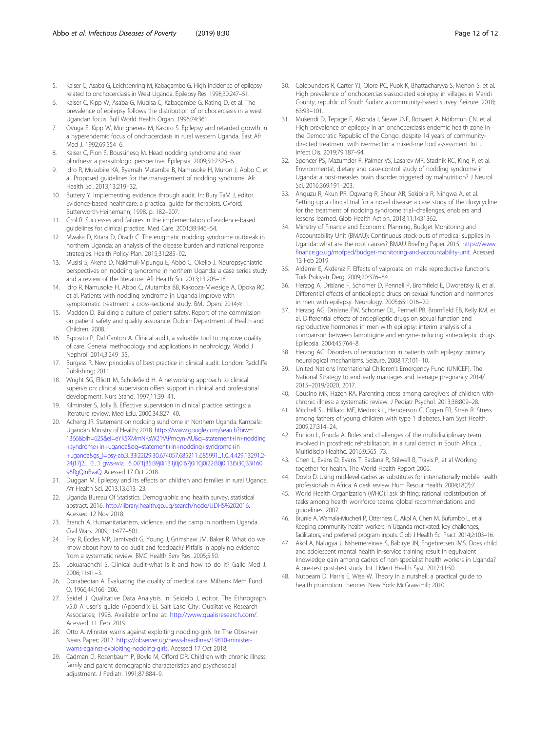5. Kaiser C, Asaba G, Leichsenring M, Kabagambe G. High incidence of epilepsy related to onchocerciasis in West Uganda. Epilepsy Res. 1998;30:247–51.
6. Kaiser C, Kipp W, Asaba G, Mugisa C, Kabagambe G, Rating D, et al. The prevalence of epilepsy follows the distribution of onchocerciasis in a west Ugandan focus. Bull World Health Organ. 1996;74:361.
7. Ovuga E, Kipp W, Mungherera M, Kasoro S. Epilepsy and retarded growth in a hyperendemic focus of onchocerciasis in rural western Uganda. East Afr Med J. 1992;69:554–6.
8. Kaiser C, Pion S, Boussinesq M. Head nodding syndrome and river blindness: a parasitologic perspective. Epilepsia. 2009;50:2325–6.
9. Idro R, Musubire KA, Byamah Mutamba B, Namusoke H, Muron J, Abbo C, et al. Proposed guidelines for the management of nodding syndrome. Afr Health Sci. 2013;13:219–32.
10. Buttery Y. Implementing evidence through audit. In: Bury TaM J, editor. Evidence-based healthcare: a practical guide for therapists. Oxford: Butterworth-Heinemann; 1998. p. 182–207.
11. Grol R. Successes and failures in the implementation of evidence-based guidelines for clinical practice. Med Care. 2001;39:II46–54.
12. Mwaka D, Kitara D, Orach C. The enigmatic nodding syndrome outbreak in northern Uganda: an analysis of the disease burden and national response strategies. Health Policy Plan. 2015;31:285–92.
13. Musisi S, Akena D, Nakimuli-Mpungu E, Abbo C, Okello J. Neuropsychiatric perspectives on nodding syndrome in northern Uganda: a case series study and a review of the literature. Afr Health Sci. 2013;13:205–18.
14. Idro R, Namusoke H, Abbo C, Mutamba BB, Kakooza-Mwesige A, Opoka RO, et al. Patients with nodding syndrome in Uganda improve with symptomatic treatment: a cross-sectional study. BMJ Open. 2014;4:11.
15. Madden D. Building a culture of patient safety. Report of the commission on patient safety and quality assurance. Dublin: Department of Health and Children; 2008.
16. Esposito P, Dal Canton A. Clinical audit, a valuable tool to improve quality of care. General methodology and applications in nephrology. World J Nephrol. 2014;3:249–55.
17. Burgess R. New principles of best practice in clinical audit. London: Radcliffe Publishing; 2011.
18. Wright SG, Elliott M, Scholefield H. A networking approach to clinical supervision: clinical supervision offers support in clinical and professional development. Nurs Stand. 1997;11:39–41.
19. Kilminster S, Jolly B. Effective supervision in clinical practice settings: a literature review. Med Edu. 2000;34:827–40.
20. Acheng JR. Statement on nodding sundrome in Northern Uganda. Kampala: Ugandan Ministry of Health; 2018. https://www.google.com/search?biw=1366&bih=625&ei=eYK5XMmNKsW21fAPmcyn-AU&q=statement+in+nodding+syndrome+in+uganda&oq=statement+in+nodding+syndrome+in+uganda&gs_l=psy-ab.3..33i22i29i30.674057.685211..685991...1.0..4.429.13291.2-24j17j2......0....1..gws-wiz.....6..0i71j35i39j0i131j0j0i67j0i10j0i22i30j0i13i5i30j33i160.96RgQinBvaQ. Acessed 17 Oct 2018.
21. Duggan M. Epilepsy and its effects on children and families in rural Uganda. Afr Health Sci. 2013;13:613–23.
22. Uganda Bureau Of Statistics. Demographic and health survey, statistical abstract. 2016. http://library.health.go.ug/search/node/UDHS%202016. Accessed 12 Nov 2018.
23. Branch A. Humanitarianism, violence, and the camp in northern Uganda. Civil Wars. 2009;11:477–501.
24. Foy R, Eccles MP, Jamtvedt G, Young J, Grimshaw JM, Baker R. What do we know about how to do audit and feedback? Pitfalls in applying evidence from a systematic review. BMC Health Serv Res. 2005;5:50.
25. Lokuarachchi S. Clinical audit-what is it and how to do it? Galle Med J. 2006;11:41–3.
26. Donabedian A. Evaluating the quality of medical care. Milbank Mem Fund Q. 1966;44:166–206.
27. Seidel J. Qualitative Data Analyisis. In: Seidelb J, editor. The Ethnograph v5.0 A user's guide (Appendix E). Salt Lake City: Qualitative Research Associates; 1998. Available online at: http://www.qualisresearch.com/. Accessed 11 Feb 2019.
28. Otto A. Minister warns against exploiting nodding-girls. In: The Observer News Paper; 2012. https://observer.ug/news-headlines/19810-minister-warns-against-exploiting-nodding-girls. Acessed 17 Oct 2018.
29. Cadman D, Rosenbaum P, Boyle M, Offord DR. Children with chronic illness: family and parent demographic characteristics and psychosocial adjustment. J Pediatr. 1991;87:884–9.
30. Colebunders R, Carter YJ, Olore PC, Puok K, Bhattacharyya S, Menon S, et al. High prevalence of onchocerciasis-associated epilepsy in villages in Maridi County, republic of South Sudan: a community-based survey. Seizure. 2018;63:93–101.
31. Mukendi D, Tepage F, Akonda I, Siewe JNF, Rotsaert A, Ndibmun CN, et al. High prevalence of epilepsy in an onchocerciasis endemic health zone in the Democratic Republic of the Congo, despite 14 years of community-directed treatment with ivermectin: a mixed-method assessment. Int J Infect Dis. 2019;79:187–94.
32. Spencer PS, Mazumder R, Palmer VS, Lasarev MR, Stadnik RC, King P, et al. Environmental, dietary and case-control study of nodding syndrome in Uganda: a post-measles brain disorder triggered by malnutrition? J Neurol Sci. 2016;369:191–203.
33. Anguzu R, Akun PR, Ogwang R, Shour AR, Sekibira R, Ningwa A, et al. Setting up a clinical trial for a novel disease: a case study of the doxycycline for the treatment of nodding syndrome trial–challenges, enablers and lessons learned. Glob Health Action. 2018;11:1431362.
34. Minsitry of Finance and Economic Planning, Budget Monitoring and Accountability Unit (BMAU): Continuous stock-outs of medical supplies in Uganda: what are the root causes? BMAU Briefing Paper 2015. https://www.finance.go.ug/mofped/budget-monitoring-and-accountability-unit. Acessed 13 Feb 2019.
35. Aldemir E, Akdeniz F. Effects of valproate on male reproductive functions. Turk Psikiyatr Derg. 2009;20:376–84.
36. Herzog A, Drislane F, Schomer D, Pennell P, Bromfield E, Dworetzky B, et al. Differential effects of antiepileptic drugs on sexual function and hormones in men with epilepsy. Neurology. 2005;65:1016–20.
37. Herzog AG, Drislane FW, Schomer DL, Pennell PB, Bromfield EB, Kelly KM, et al. Differential effects of antiepileptic drugs on sexual function and reproductive hormones in men with epilepsy: interim analysis of a comparison between lamotrigine and enzyme-inducing antiepileptic drugs. Epilepsia. 2004;45:764–8.
38. Herzog AG. Disorders of reproduction in patients with epilepsy: primary neurological mechanisms. Seizure. 2008;17:101–10.
39. United Nations International Children's Emergency Fund (UNICEF). The National Strategy to end early marriages and teenage pregnancy 2014/2015–2019/2020. 2017.
40. Cousino MK, Hazen RA. Parenting stress among caregivers of children with chronic illness: a systematic review. J Pediatr Psychol. 2013;38:809–28.
41. Mitchell SJ, Hilliard ME, Mednick L, Henderson C, Cogen FR, Streis R. Stress among fathers of young children with type 1 diabetes. Fam Syst Health. 2009;27:314–24.
42. Ennion L, Rhoda A. Roles and challenges of the multidisciplinary team involved in prosthetic rehabilitation, in a rural district in South Africa. J Multidiscip Healthc. 2016;9:565–73.
43. Chen L, Evans D, Evans T, Sadana R, Stilwell B, Travis P, et al Working together for health. The World Health Report 2006.
44. Dovlo D. Using mid-level cadres as substitutes for internationally mobile health professionals in Africa. A desk review. Hum Resour Health. 2004;18(2):7.
45. World Health Organization (WHO).Task shifting: rational redistribution of tasks among health workforce teams: global recommendations and guidelines. 2007.
46. Brunie A, Wamala-Mucheri P, Otterness C, Akol A, Chen M, Bufumbo L, et al. Keeping community health workers in Uganda motivated: key challenges, facilitators, and preferred program inputs. Glob J Health Sci Pract. 2014;2:103–16.
47. Akol A, Nalugya J, Nshemereirwe S, Babirye JN, Engebretsen IMS. Does child and adolescent mental health in-service training result in equivalent knowledge gain among cadres of non-specialist health workers in Uganda? A pre-test post-test study. Int J Ment Health Syst. 2017;11:50.
48. Nutbeam D, Harris E, Wise W. Theory in a nutshell: a practical guide to health promotion theories. New York: McGraw-Hill; 2010.